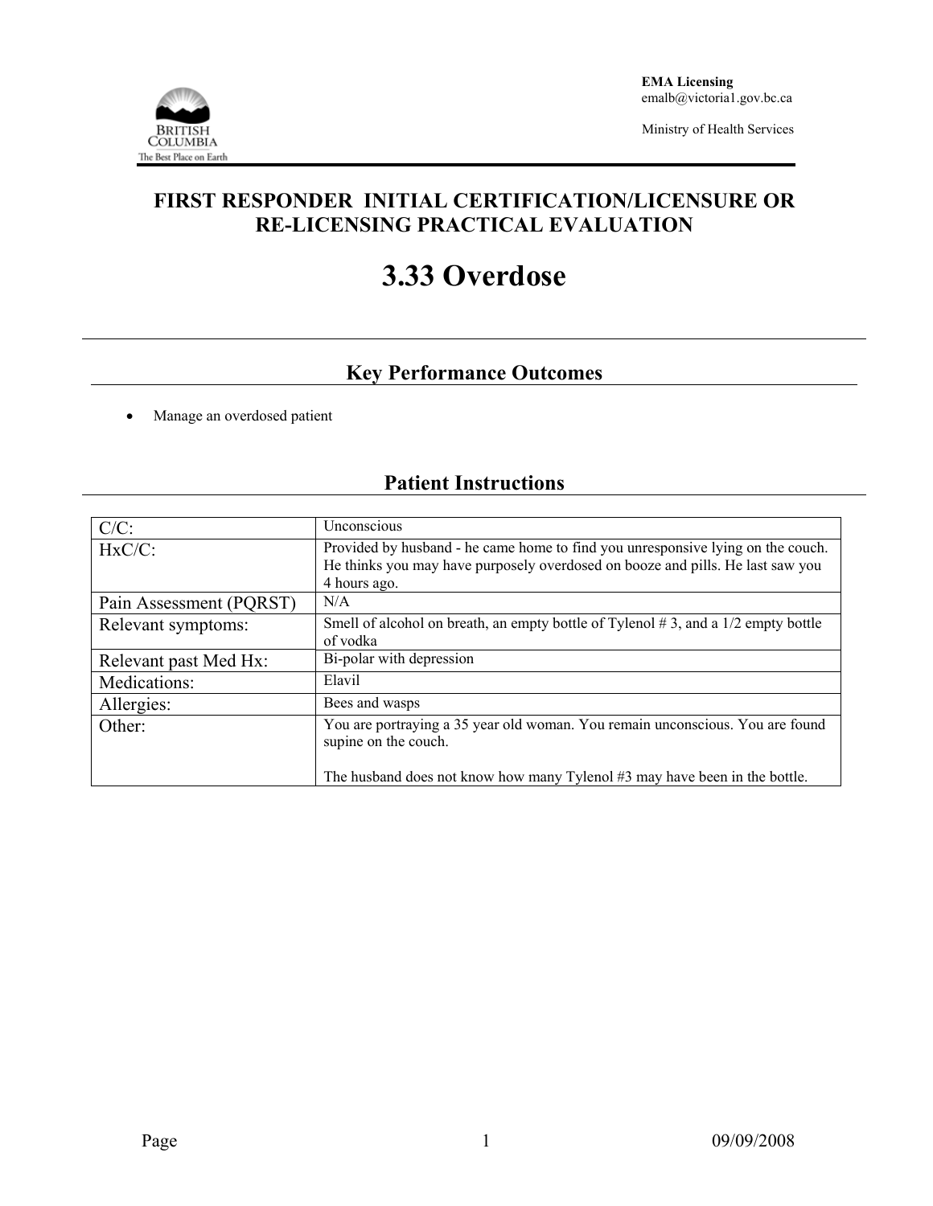**EMA Licensing**
emalb@victoria1.gov.bc.ca

Ministry of Health Services

# FIRST RESPONDER INITIAL CERTIFICATION/LICENSURE OR RE-LICENSING PRACTICAL EVALUATION

# 3.33 Overdose

## Key Performance Outcomes

- Manage an overdosed patient

## Patient Instructions

| | |
|---|---|
| C/C: | Unconscious |
| HxC/C: | Provided by husband - he came home to find you unresponsive lying on the couch. He thinks you may have purposely overdosed on booze and pills. He last saw you 4 hours ago. |
| Pain Assessment (PQRST) | N/A |
| Relevant symptoms: | Smell of alcohol on breath, an empty bottle of Tylenol # 3, and a 1/2 empty bottle of vodka |
| Relevant past Med Hx: | Bi-polar with depression |
| Medications: | Elavil |
| Allergies: | Bees and wasps |
| Other: | You are portraying a 35 year old woman. You remain unconscious. You are found supine on the couch.<br><br>The husband does not know how many Tylenol #3 may have been in the bottle. |

09/09/2008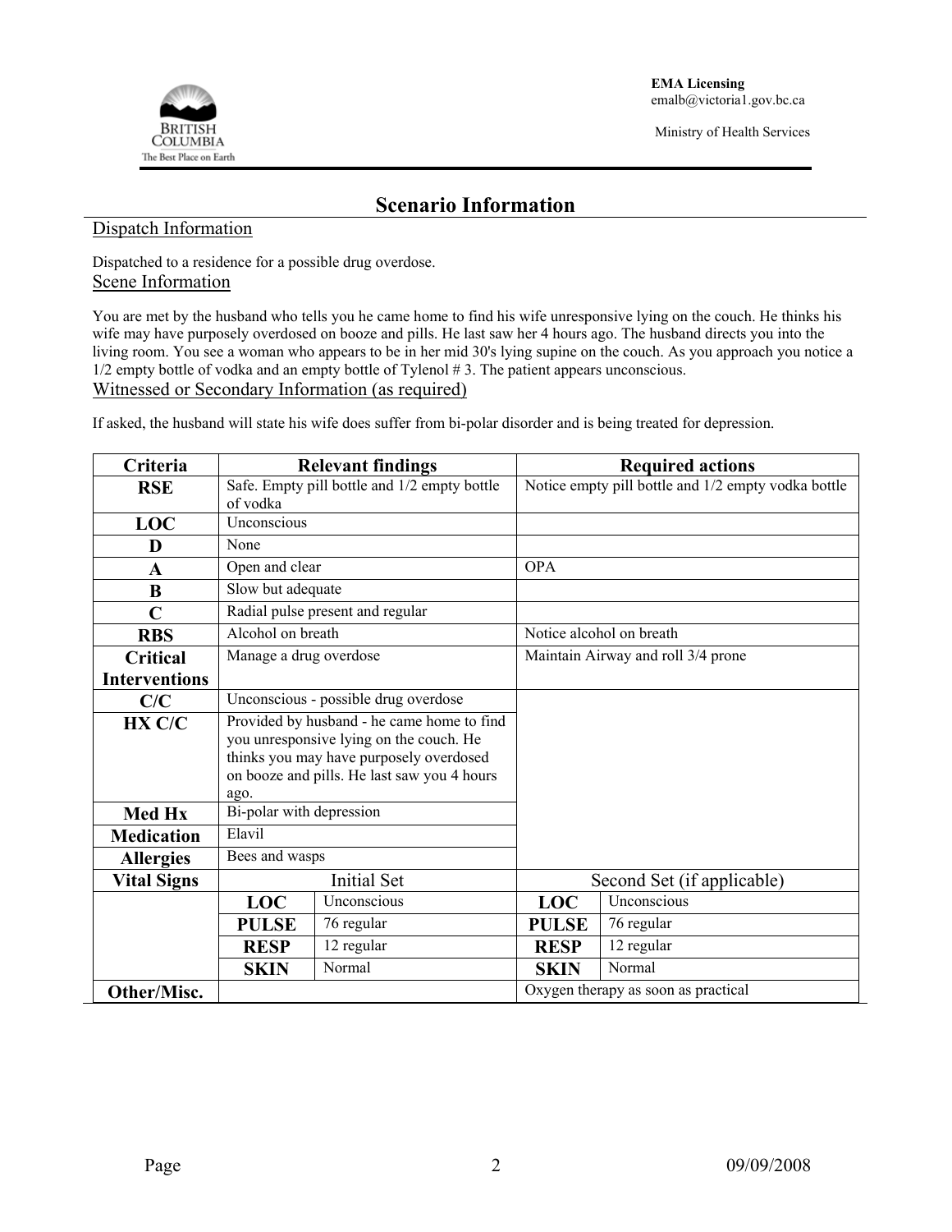EMA Licensing
emalb@victoria1.gov.bc.ca

Ministry of Health Services

# Scenario Information

## Dispatch Information

Dispatched to a residence for a possible drug overdose.

## Scene Information

You are met by the husband who tells you he came home to find his wife unresponsive lying on the couch. He thinks his wife may have purposely overdosed on booze and pills. He last saw her 4 hours ago. The husband directs you into the living room. You see a woman who appears to be in her mid 30's lying supine on the couch. As you approach you notice a 1/2 empty bottle of vodka and an empty bottle of Tylenol # 3. The patient appears unconscious.

## Witnessed or Secondary Information (as required)

If asked, the husband will state his wife does suffer from bi-polar disorder and is being treated for depression.

| Criteria | Relevant findings | | Required actions | |
|---|---|---|---|---|
| **RSE** | Safe. Empty pill bottle and 1/2 empty bottle of vodka | | Notice empty pill bottle and 1/2 empty vodka bottle | |
| **LOC** | Unconscious | | | |
| **D** | None | | | |
| **A** | Open and clear | | OPA | |
| **B** | Slow but adequate | | | |
| **C** | Radial pulse present and regular | | | |
| **RBS** | Alcohol on breath | | Notice alcohol on breath | |
| **Critical Interventions** | Manage a drug overdose | | Maintain Airway and roll 3/4 prone | |
| **C/C** | Unconscious - possible drug overdose | | | |
| **HX C/C** | Provided by husband - he came home to find you unresponsive lying on the couch. He thinks you may have purposely overdosed on booze and pills. He last saw you 4 hours ago. | | | |
| **Med Hx** | Bi-polar with depression | | | |
| **Medication** | Elavil | | | |
| **Allergies** | Bees and wasps | | | |
| **Vital Signs** | Initial Set | | Second Set (if applicable) | |
| | **LOC** | Unconscious | **LOC** | Unconscious |
| | **PULSE** | 76 regular | **PULSE** | 76 regular |
| | **RESP** | 12 regular | **RESP** | 12 regular |
| | **SKIN** | Normal | **SKIN** | Normal |
| **Other/Misc.** | | | Oxygen therapy as soon as practical | |